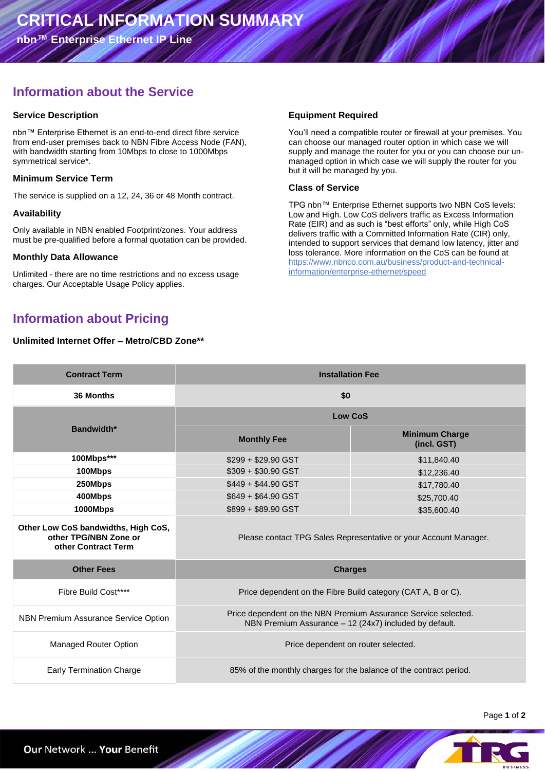# CRITICAL INFORMATION SUMMARY

**nbn™ Enterprise Ethernet IP Line**

## Information about the Service

### Service Description

nbn™ Enterprise Ethernet is an end-to-end direct fibre service from end-user premises back to NBN Fibre Access Node (FAN), with bandwidth starting from 10Mbps to close to 1000Mbps symmetrical service*.

### Minimum Service Term

The service is supplied on a 12, 24, 36 or 48 Month contract.

### Availability

Only available in NBN enabled Footprint/zones. Your address must be pre-qualified before a formal quotation can be provided.

### Monthly Data Allowance

Unlimited - there are no time restrictions and no excess usage charges. Our Acceptable Usage Policy applies.

### Equipment Required

You'll need a compatible router or firewall at your premises. You can choose our managed router option in which case we will supply and manage the router for you or you can choose our un-managed option in which case we will supply the router for you but it will be managed by you.

### Class of Service

TPG nbn™ Enterprise Ethernet supports two NBN CoS levels: Low and High. Low CoS delivers traffic as Excess Information Rate (EIR) and as such is "best efforts" only, while High CoS delivers traffic with a Committed Information Rate (CIR) only, intended to support services that demand low latency, jitter and loss tolerance. More information on the CoS can be found at https://www.nbnco.com.au/business/product-and-technical-information/enterprise-ethernet/speed

## Information about Pricing

**Unlimited Internet Offer – Metro/CBD Zone****

| Contract Term | Installation Fee | |
|---|---|---|
| 36 Months | $0 | |
| Bandwidth* | Low CoS | |
| | Monthly Fee | Minimum Charge (incl. GST) |
| 100Mbps*** | $299 + $29.90 GST | $11,840.40 |
| 100Mbps | $309 + $30.90 GST | $12,236.40 |
| 250Mbps | $449 + $44.90 GST | $17,780.40 |
| 400Mbps | $649 + $64.90 GST | $25,700.40 |
| 1000Mbps | $899 + $89.90 GST | $35,600.40 |
| Other Low CoS bandwidths, High CoS, other TPG/NBN Zone or other Contract Term | Please contact TPG Sales Representative or your Account Manager. | |
| **Other Fees** | **Charges** | |
| Fibre Build Cost**** | Price dependent on the Fibre Build category (CAT A, B or C). | |
| NBN Premium Assurance Service Option | Price dependent on the NBN Premium Assurance Service selected. NBN Premium Assurance – 12 (24x7) included by default. | |
| Managed Router Option | Price dependent on router selected. | |
| Early Termination Charge | 85% of the monthly charges for the balance of the contract period. | |

Our Network ... Your Benefit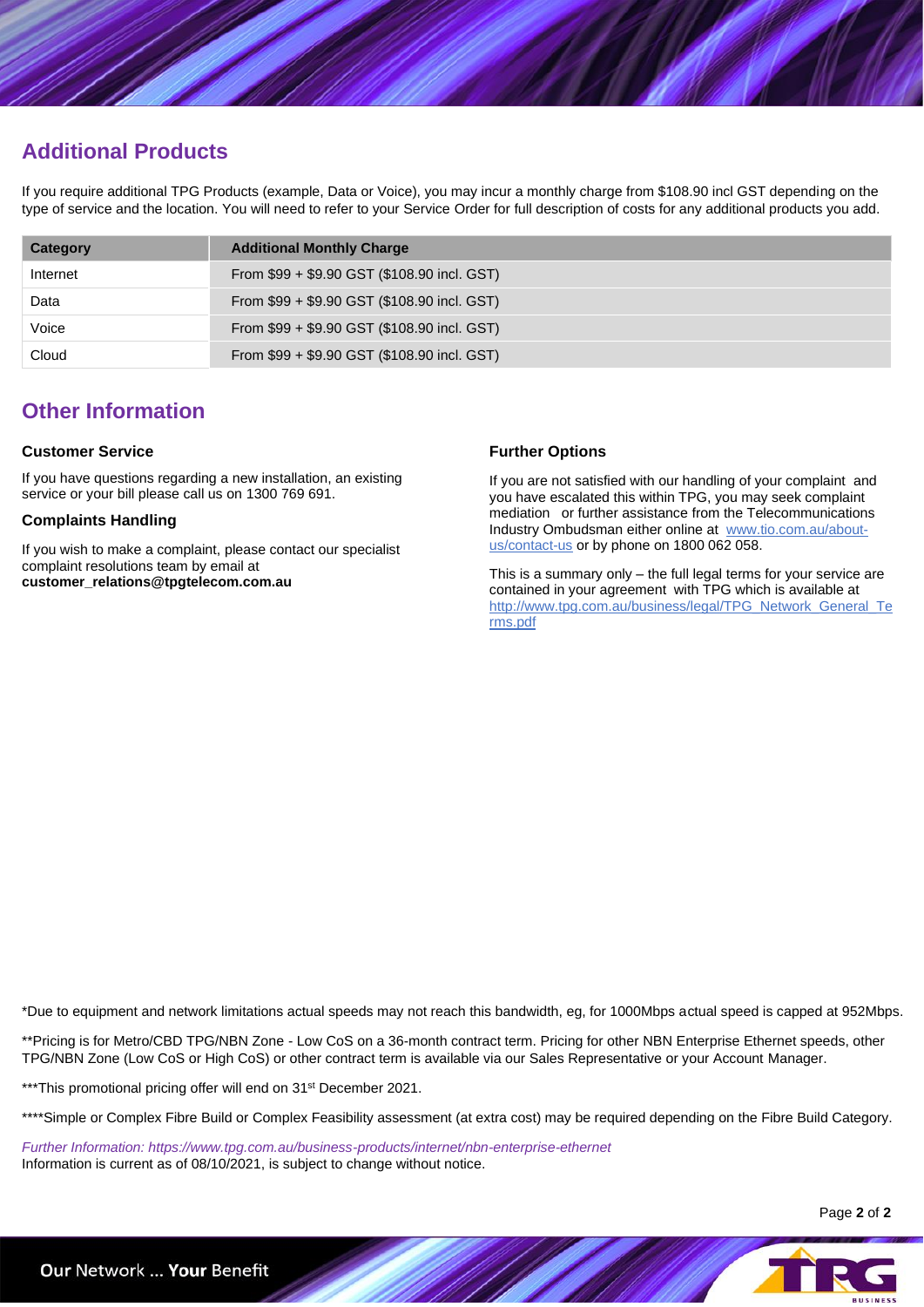## Additional Products

If you require additional TPG Products (example, Data or Voice), you may incur a monthly charge from $108.90 incl GST depending on the type of service and the location. You will need to refer to your Service Order for full description of costs for any additional products you add.

| Category | Additional Monthly Charge |
|---|---|
| Internet | From $99 + $9.90 GST ($108.90 incl. GST) |
| Data | From $99 + $9.90 GST ($108.90 incl. GST) |
| Voice | From $99 + $9.90 GST ($108.90 incl. GST) |
| Cloud | From $99 + $9.90 GST ($108.90 incl. GST) |

## Other Information

### Customer Service

If you have questions regarding a new installation, an existing service or your bill please call us on 1300 769 691.

### Complaints Handling

If you wish to make a complaint, please contact our specialist complaint resolutions team by email at **customer_relations@tpgtelecom.com.au**

### Further Options

If you are not satisfied with our handling of your complaint and you have escalated this within TPG, you may seek complaint mediation or further assistance from the Telecommunications Industry Ombudsman either online at www.tio.com.au/about-us/contact-us or by phone on 1800 062 058.

This is a summary only – the full legal terms for your service are contained in your agreement with TPG which is available at http://www.tpg.com.au/business/legal/TPG_Network_General_Terms.pdf

*Due to equipment and network limitations actual speeds may not reach this bandwidth, eg, for 1000Mbps actual speed is capped at 952Mbps.

**Pricing is for Metro/CBD TPG/NBN Zone - Low CoS on a 36-month contract term. Pricing for other NBN Enterprise Ethernet speeds, other TPG/NBN Zone (Low CoS or High CoS) or other contract term is available via our Sales Representative or your Account Manager.

***This promotional pricing offer will end on 31st December 2021.

****Simple or Complex Fibre Build or Complex Feasibility assessment (at extra cost) may be required depending on the Fibre Build Category.

*Further Information: https://www.tpg.com.au/business-products/internet/nbn-enterprise-ethernet*
Information is current as of 08/10/2021, is subject to change without notice.

Our Network ... **Your** Benefit